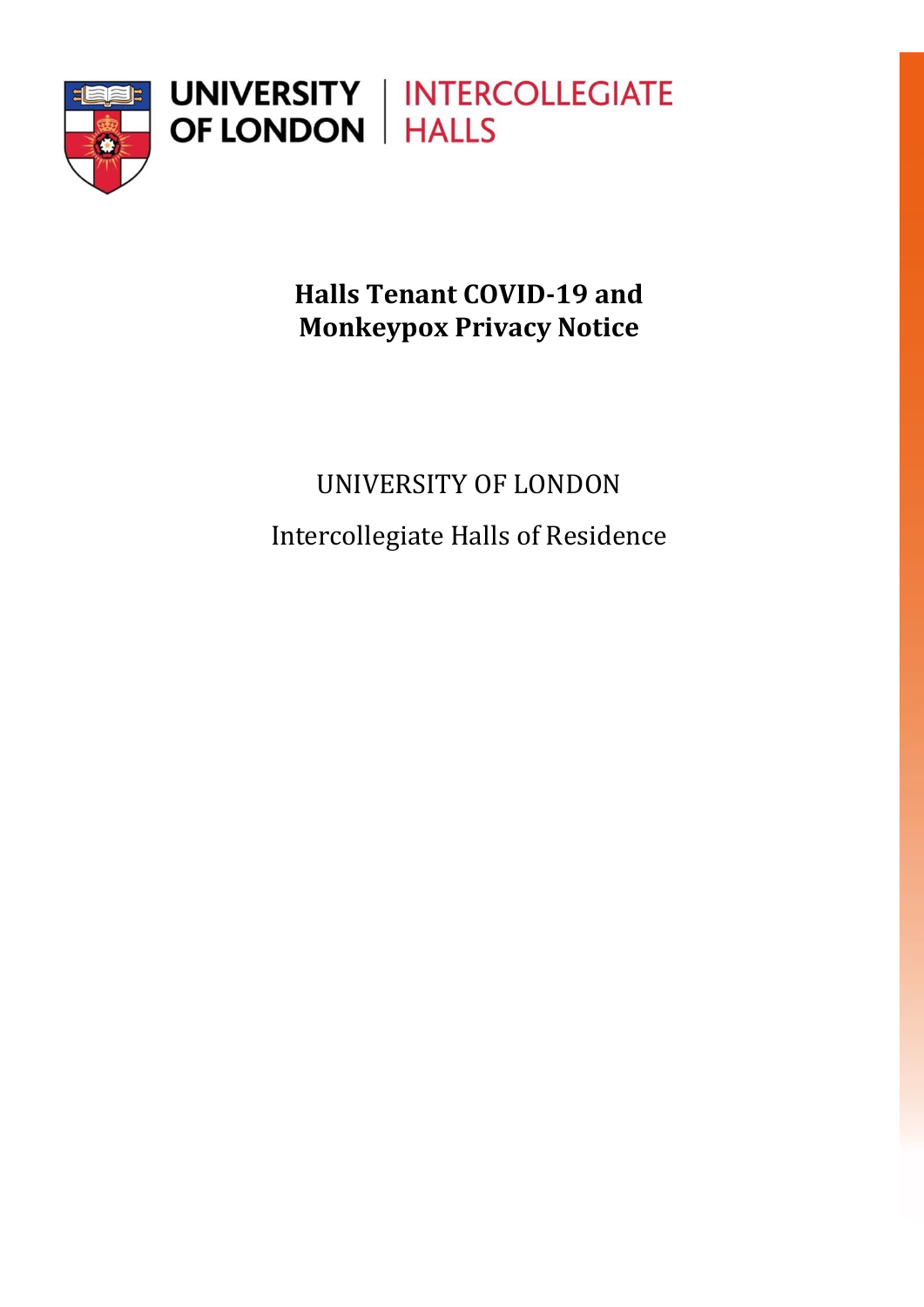UNIVERSITY OF LONDON | INTERCOLLEGIATE HALLS

# Halls Tenant COVID-19 and Monkeypox Privacy Notice

UNIVERSITY OF LONDON

Intercollegiate Halls of Residence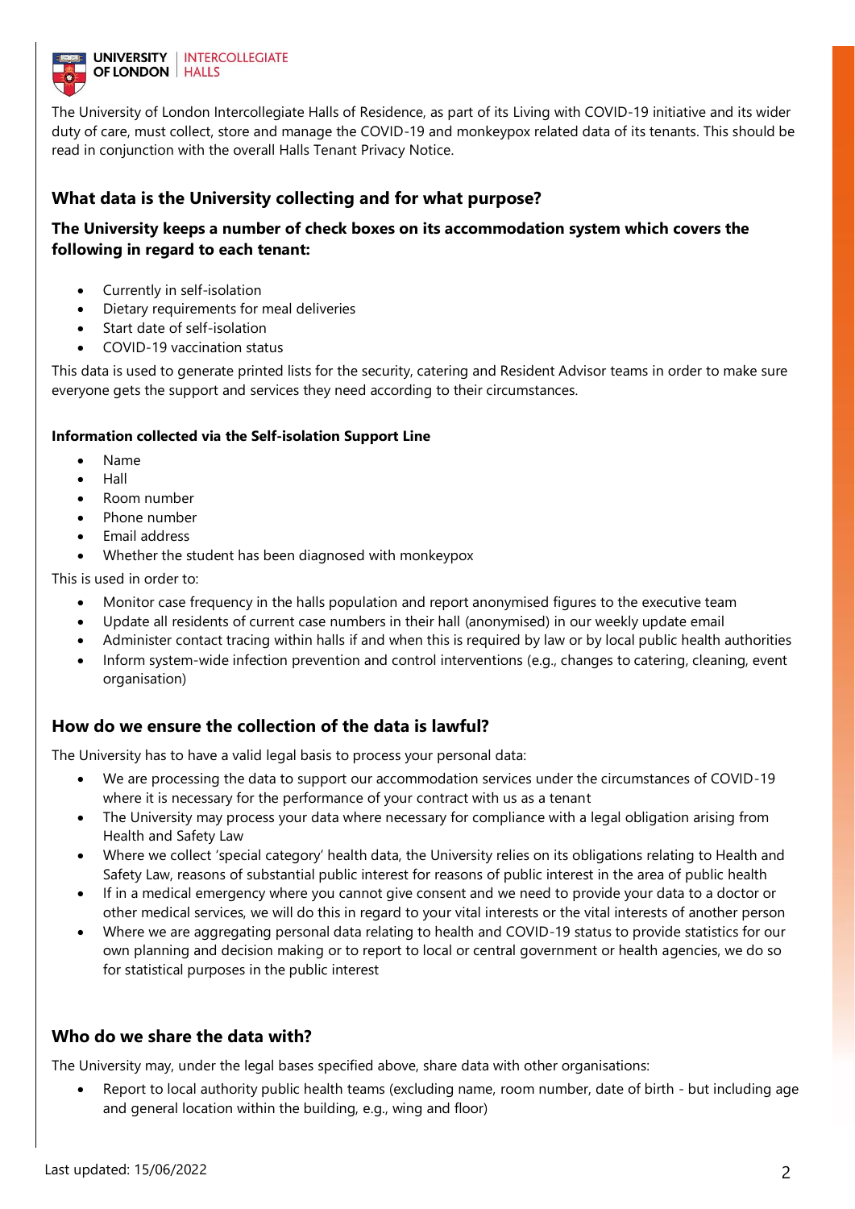The University of London Intercollegiate Halls of Residence, as part of its Living with COVID-19 initiative and its wider duty of care, must collect, store and manage the COVID-19 and monkeypox related data of its tenants. This should be read in conjunction with the overall Halls Tenant Privacy Notice.

## What data is the University collecting and for what purpose?

### The University keeps a number of check boxes on its accommodation system which covers the following in regard to each tenant:

- Currently in self-isolation
- Dietary requirements for meal deliveries
- Start date of self-isolation
- COVID-19 vaccination status

This data is used to generate printed lists for the security, catering and Resident Advisor teams in order to make sure everyone gets the support and services they need according to their circumstances.

#### Information collected via the Self-isolation Support Line

- Name
- Hall
- Room number
- Phone number
- Email address
- Whether the student has been diagnosed with monkeypox

This is used in order to:

- Monitor case frequency in the halls population and report anonymised figures to the executive team
- Update all residents of current case numbers in their hall (anonymised) in our weekly update email
- Administer contact tracing within halls if and when this is required by law or by local public health authorities
- Inform system-wide infection prevention and control interventions (e.g., changes to catering, cleaning, event organisation)

## How do we ensure the collection of the data is lawful?

The University has to have a valid legal basis to process your personal data:

- We are processing the data to support our accommodation services under the circumstances of COVID-19 where it is necessary for the performance of your contract with us as a tenant
- The University may process your data where necessary for compliance with a legal obligation arising from Health and Safety Law
- Where we collect 'special category' health data, the University relies on its obligations relating to Health and Safety Law, reasons of substantial public interest for reasons of public interest in the area of public health
- If in a medical emergency where you cannot give consent and we need to provide your data to a doctor or other medical services, we will do this in regard to your vital interests or the vital interests of another person
- Where we are aggregating personal data relating to health and COVID-19 status to provide statistics for our own planning and decision making or to report to local or central government or health agencies, we do so for statistical purposes in the public interest

## Who do we share the data with?

The University may, under the legal bases specified above, share data with other organisations:

- Report to local authority public health teams (excluding name, room number, date of birth - but including age and general location within the building, e.g., wing and floor)

Last updated: 15/06/2022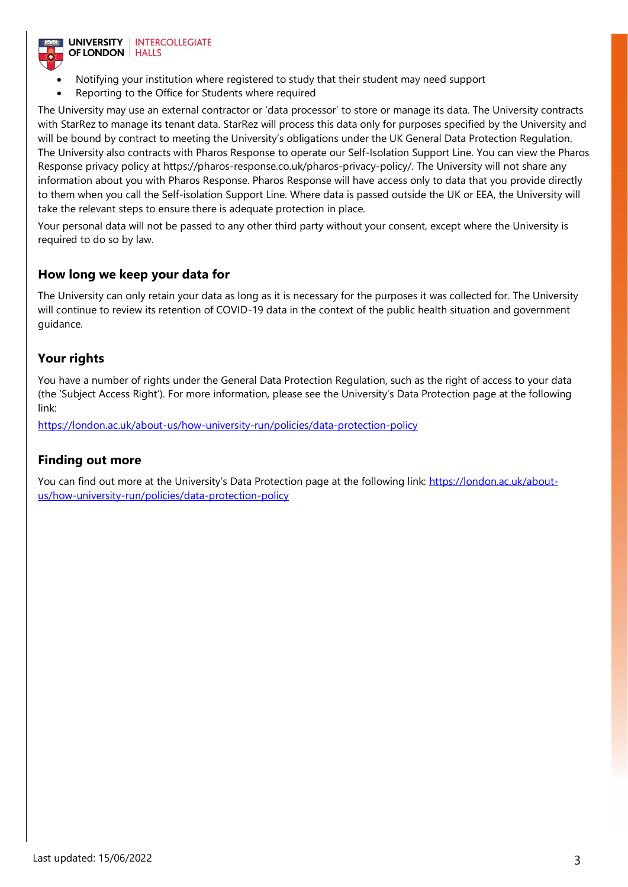- Notifying your institution where registered to study that their student may need support
- Reporting to the Office for Students where required

The University may use an external contractor or 'data processor' to store or manage its data. The University contracts with StarRez to manage its tenant data. StarRez will process this data only for purposes specified by the University and will be bound by contract to meeting the University's obligations under the UK General Data Protection Regulation. The University also contracts with Pharos Response to operate our Self-Isolation Support Line. You can view the Pharos Response privacy policy at https://pharos-response.co.uk/pharos-privacy-policy/. The University will not share any information about you with Pharos Response. Pharos Response will have access only to data that you provide directly to them when you call the Self-isolation Support Line. Where data is passed outside the UK or EEA, the University will take the relevant steps to ensure there is adequate protection in place.

Your personal data will not be passed to any other third party without your consent, except where the University is required to do so by law.

## How long we keep your data for

The University can only retain your data as long as it is necessary for the purposes it was collected for. The University will continue to review its retention of COVID-19 data in the context of the public health situation and government guidance.

## Your rights

You have a number of rights under the General Data Protection Regulation, such as the right of access to your data (the 'Subject Access Right'). For more information, please see the University's Data Protection page at the following link:

https://london.ac.uk/about-us/how-university-run/policies/data-protection-policy

## Finding out more

You can find out more at the University's Data Protection page at the following link: https://london.ac.uk/about-us/how-university-run/policies/data-protection-policy

Last updated: 15/06/2022